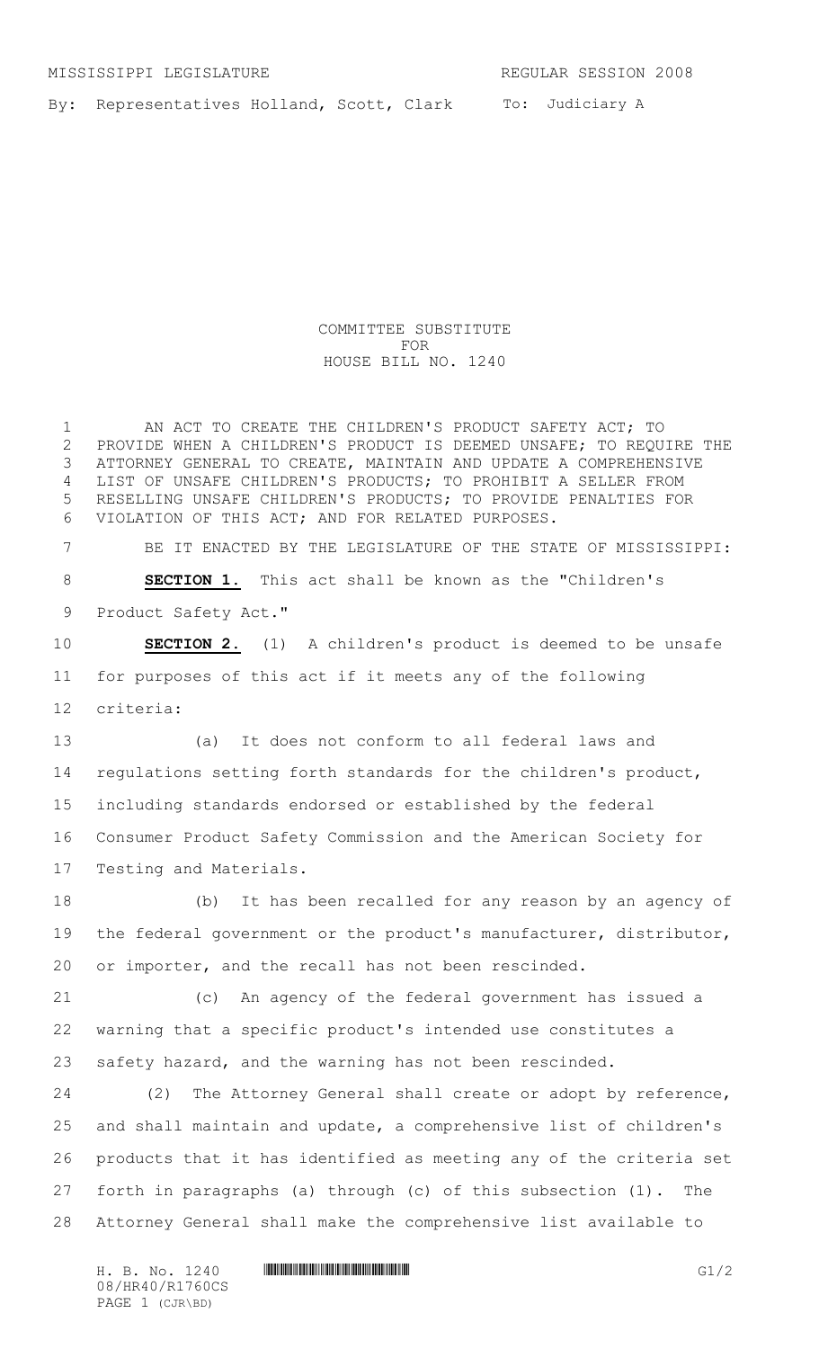MISSISSIPPI LEGISLATURE REGULAR SESSION 2008

By: Representatives Holland, Scott, Clark To: Judiciary A

COMMITTEE SUBSTITUTE
FOR
HOUSE BILL NO. 1240

AN ACT TO CREATE THE CHILDREN'S PRODUCT SAFETY ACT; TO PROVIDE WHEN A CHILDREN'S PRODUCT IS DEEMED UNSAFE; TO REQUIRE THE ATTORNEY GENERAL TO CREATE, MAINTAIN AND UPDATE A COMPREHENSIVE LIST OF UNSAFE CHILDREN'S PRODUCTS; TO PROHIBIT A SELLER FROM RESELLING UNSAFE CHILDREN'S PRODUCTS; TO PROVIDE PENALTIES FOR VIOLATION OF THIS ACT; AND FOR RELATED PURPOSES.

BE IT ENACTED BY THE LEGISLATURE OF THE STATE OF MISSISSIPPI:

**SECTION 1.** This act shall be known as the "Children's Product Safety Act."

**SECTION 2.** (1) A children's product is deemed to be unsafe for purposes of this act if it meets any of the following criteria:

(a) It does not conform to all federal laws and regulations setting forth standards for the children's product, including standards endorsed or established by the federal Consumer Product Safety Commission and the American Society for Testing and Materials.

(b) It has been recalled for any reason by an agency of the federal government or the product's manufacturer, distributor, or importer, and the recall has not been rescinded.

(c) An agency of the federal government has issued a warning that a specific product's intended use constitutes a safety hazard, and the warning has not been rescinded.

(2) The Attorney General shall create or adopt by reference, and shall maintain and update, a comprehensive list of children's products that it has identified as meeting any of the criteria set forth in paragraphs (a) through (c) of this subsection (1). The Attorney General shall make the comprehensive list available to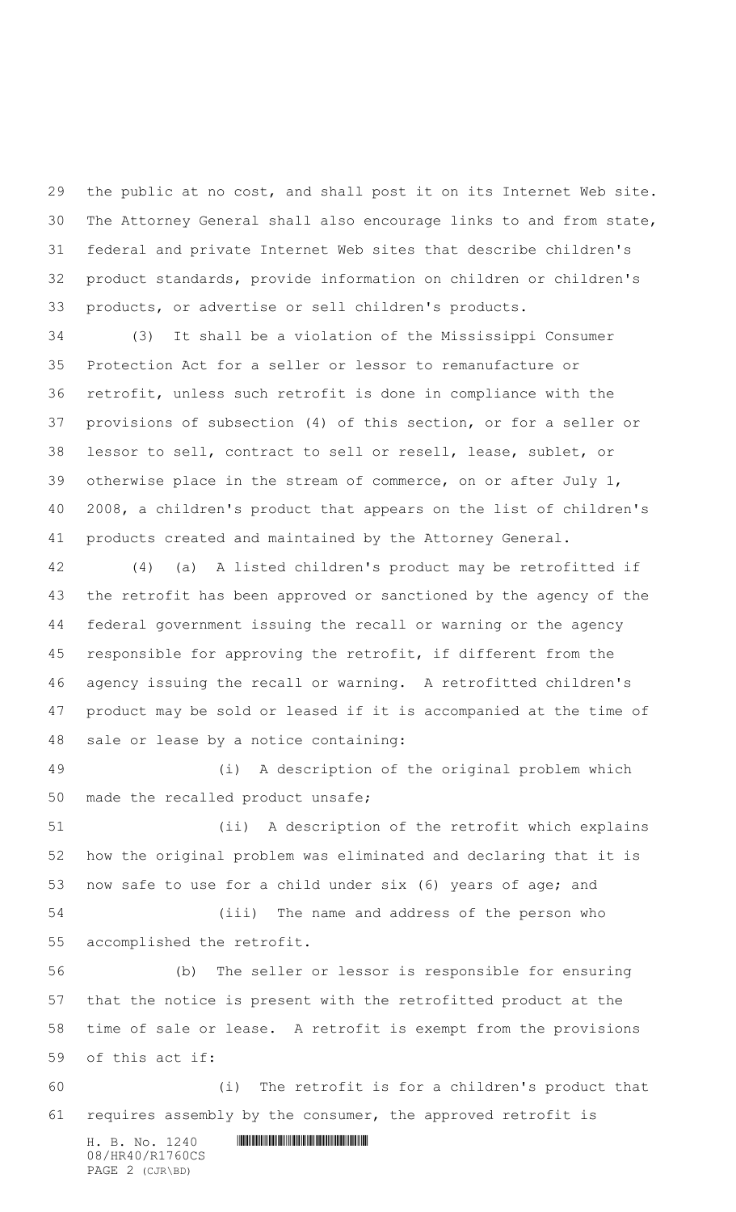the public at no cost, and shall post it on its Internet Web site. The Attorney General shall also encourage links to and from state, federal and private Internet Web sites that describe children's product standards, provide information on children or children's products, or advertise or sell children's products.

(3) It shall be a violation of the Mississippi Consumer Protection Act for a seller or lessor to remanufacture or retrofit, unless such retrofit is done in compliance with the provisions of subsection (4) of this section, or for a seller or lessor to sell, contract to sell or resell, lease, sublet, or otherwise place in the stream of commerce, on or after July 1, 2008, a children's product that appears on the list of children's products created and maintained by the Attorney General.

(4) (a) A listed children's product may be retrofitted if the retrofit has been approved or sanctioned by the agency of the federal government issuing the recall or warning or the agency responsible for approving the retrofit, if different from the agency issuing the recall or warning. A retrofitted children's product may be sold or leased if it is accompanied at the time of sale or lease by a notice containing:

(i) A description of the original problem which made the recalled product unsafe;

(ii) A description of the retrofit which explains how the original problem was eliminated and declaring that it is now safe to use for a child under six (6) years of age; and

(iii) The name and address of the person who accomplished the retrofit.

(b) The seller or lessor is responsible for ensuring that the notice is present with the retrofitted product at the time of sale or lease. A retrofit is exempt from the provisions of this act if:

(i) The retrofit is for a children's product that requires assembly by the consumer, the approved retrofit is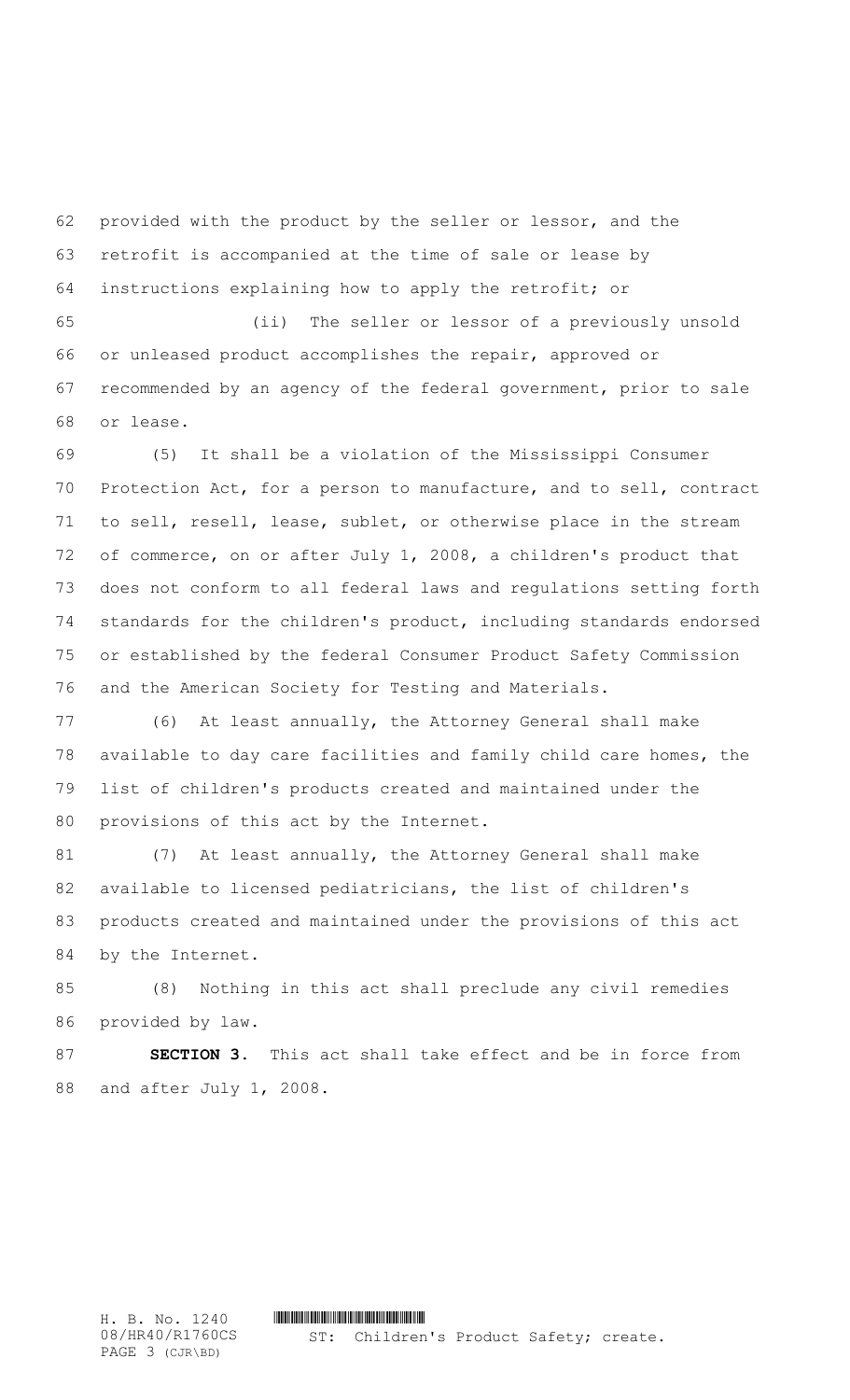provided with the product by the seller or lessor, and the retrofit is accompanied at the time of sale or lease by instructions explaining how to apply the retrofit; or

(ii) The seller or lessor of a previously unsold or unleased product accomplishes the repair, approved or recommended by an agency of the federal government, prior to sale or lease.

(5) It shall be a violation of the Mississippi Consumer Protection Act, for a person to manufacture, and to sell, contract to sell, resell, lease, sublet, or otherwise place in the stream of commerce, on or after July 1, 2008, a children's product that does not conform to all federal laws and regulations setting forth standards for the children's product, including standards endorsed or established by the federal Consumer Product Safety Commission and the American Society for Testing and Materials.

(6) At least annually, the Attorney General shall make available to day care facilities and family child care homes, the list of children's products created and maintained under the provisions of this act by the Internet.

(7) At least annually, the Attorney General shall make available to licensed pediatricians, the list of children's products created and maintained under the provisions of this act by the Internet.

(8) Nothing in this act shall preclude any civil remedies provided by law.

**SECTION 3.** This act shall take effect and be in force from and after July 1, 2008.